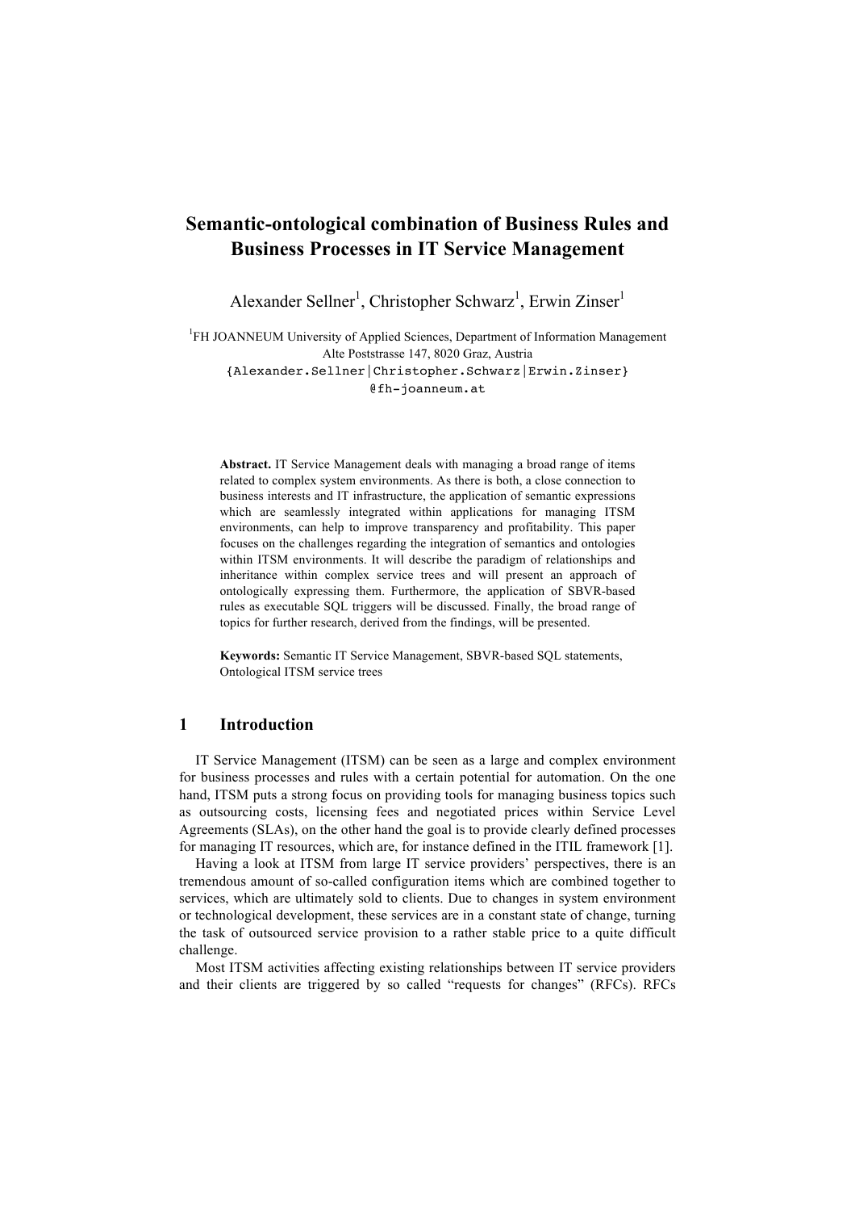# Semantic-ontological combination of Business Rules and Business Processes in IT Service Management

Alexander Sellner[1], Christopher Schwarz[1], Erwin Zinser[1]

[1]FH JOANNEUM University of Applied Sciences, Department of Information Management
Alte Poststrasse 147, 8020 Graz, Austria
{Alexander.Sellner|Christopher.Schwarz|Erwin.Zinser}
@fh-joanneum.at

**Abstract.** IT Service Management deals with managing a broad range of items related to complex system environments. As there is both, a close connection to business interests and IT infrastructure, the application of semantic expressions which are seamlessly integrated within applications for managing ITSM environments, can help to improve transparency and profitability. This paper focuses on the challenges regarding the integration of semantics and ontologies within ITSM environments. It will describe the paradigm of relationships and inheritance within complex service trees and will present an approach of ontologically expressing them. Furthermore, the application of SBVR-based rules as executable SQL triggers will be discussed. Finally, the broad range of topics for further research, derived from the findings, will be presented.

**Keywords:** Semantic IT Service Management, SBVR-based SQL statements, Ontological ITSM service trees

## 1 Introduction

IT Service Management (ITSM) can be seen as a large and complex environment for business processes and rules with a certain potential for automation. On the one hand, ITSM puts a strong focus on providing tools for managing business topics such as outsourcing costs, licensing fees and negotiated prices within Service Level Agreements (SLAs), on the other hand the goal is to provide clearly defined processes for managing IT resources, which are, for instance defined in the ITIL framework [1].

Having a look at ITSM from large IT service providers' perspectives, there is an tremendous amount of so-called configuration items which are combined together to services, which are ultimately sold to clients. Due to changes in system environment or technological development, these services are in a constant state of change, turning the task of outsourced service provision to a rather stable price to a quite difficult challenge.

Most ITSM activities affecting existing relationships between IT service providers and their clients are triggered by so called "requests for changes" (RFCs). RFCs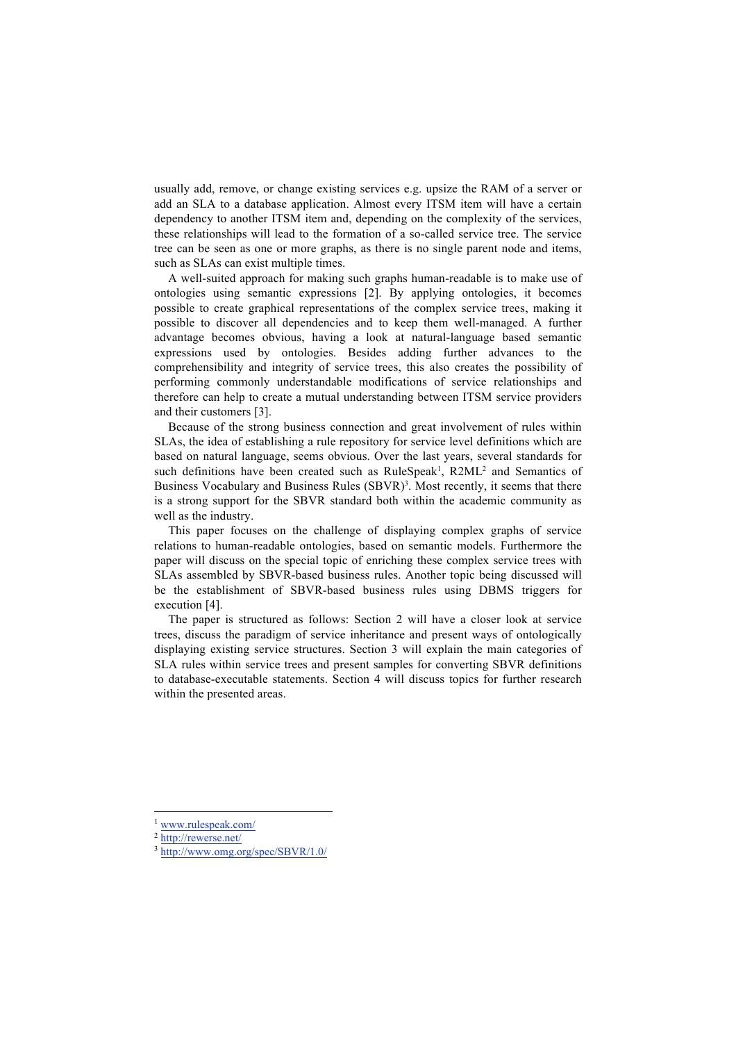usually add, remove, or change existing services e.g. upsize the RAM of a server or add an SLA to a database application. Almost every ITSM item will have a certain dependency to another ITSM item and, depending on the complexity of the services, these relationships will lead to the formation of a so-called service tree. The service tree can be seen as one or more graphs, as there is no single parent node and items, such as SLAs can exist multiple times.

A well-suited approach for making such graphs human-readable is to make use of ontologies using semantic expressions [2]. By applying ontologies, it becomes possible to create graphical representations of the complex service trees, making it possible to discover all dependencies and to keep them well-managed. A further advantage becomes obvious, having a look at natural-language based semantic expressions used by ontologies. Besides adding further advances to the comprehensibility and integrity of service trees, this also creates the possibility of performing commonly understandable modifications of service relationships and therefore can help to create a mutual understanding between ITSM service providers and their customers [3].

Because of the strong business connection and great involvement of rules within SLAs, the idea of establishing a rule repository for service level definitions which are based on natural language, seems obvious. Over the last years, several standards for such definitions have been created such as RuleSpeak[1], R2ML[2] and Semantics of Business Vocabulary and Business Rules (SBVR)[3]. Most recently, it seems that there is a strong support for the SBVR standard both within the academic community as well as the industry.

This paper focuses on the challenge of displaying complex graphs of service relations to human-readable ontologies, based on semantic models. Furthermore the paper will discuss on the special topic of enriching these complex service trees with SLAs assembled by SBVR-based business rules. Another topic being discussed will be the establishment of SBVR-based business rules using DBMS triggers for execution [4].

The paper is structured as follows: Section 2 will have a closer look at service trees, discuss the paradigm of service inheritance and present ways of ontologically displaying existing service structures. Section 3 will explain the main categories of SLA rules within service trees and present samples for converting SBVR definitions to database-executable statements. Section 4 will discuss topics for further research within the presented areas.

---

[1] www.rulespeak.com/

[2] http://rewerse.net/

[3] http://www.omg.org/spec/SBVR/1.0/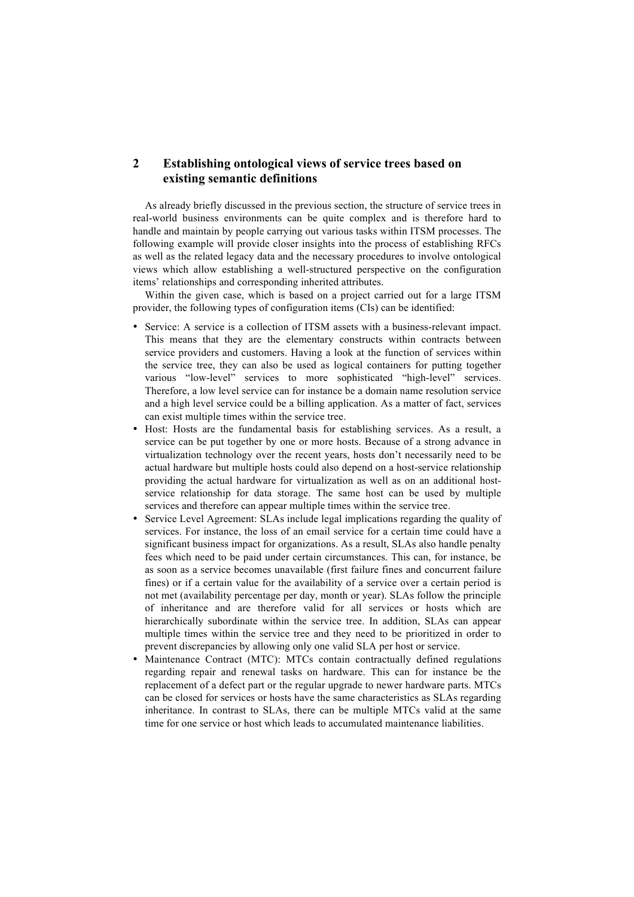## 2 Establishing ontological views of service trees based on existing semantic definitions

As already briefly discussed in the previous section, the structure of service trees in real-world business environments can be quite complex and is therefore hard to handle and maintain by people carrying out various tasks within ITSM processes. The following example will provide closer insights into the process of establishing RFCs as well as the related legacy data and the necessary procedures to involve ontological views which allow establishing a well-structured perspective on the configuration items' relationships and corresponding inherited attributes.

Within the given case, which is based on a project carried out for a large ITSM provider, the following types of configuration items (CIs) can be identified:

- Service: A service is a collection of ITSM assets with a business-relevant impact. This means that they are the elementary constructs within contracts between service providers and customers. Having a look at the function of services within the service tree, they can also be used as logical containers for putting together various "low-level" services to more sophisticated "high-level" services. Therefore, a low level service can for instance be a domain name resolution service and a high level service could be a billing application. As a matter of fact, services can exist multiple times within the service tree.
- Host: Hosts are the fundamental basis for establishing services. As a result, a service can be put together by one or more hosts. Because of a strong advance in virtualization technology over the recent years, hosts don't necessarily need to be actual hardware but multiple hosts could also depend on a host-service relationship providing the actual hardware for virtualization as well as on an additional host-service relationship for data storage. The same host can be used by multiple services and therefore can appear multiple times within the service tree.
- Service Level Agreement: SLAs include legal implications regarding the quality of services. For instance, the loss of an email service for a certain time could have a significant business impact for organizations. As a result, SLAs also handle penalty fees which need to be paid under certain circumstances. This can, for instance, be as soon as a service becomes unavailable (first failure fines and concurrent failure fines) or if a certain value for the availability of a service over a certain period is not met (availability percentage per day, month or year). SLAs follow the principle of inheritance and are therefore valid for all services or hosts which are hierarchically subordinate within the service tree. In addition, SLAs can appear multiple times within the service tree and they need to be prioritized in order to prevent discrepancies by allowing only one valid SLA per host or service.
- Maintenance Contract (MTC): MTCs contain contractually defined regulations regarding repair and renewal tasks on hardware. This can for instance be the replacement of a defect part or the regular upgrade to newer hardware parts. MTCs can be closed for services or hosts have the same characteristics as SLAs regarding inheritance. In contrast to SLAs, there can be multiple MTCs valid at the same time for one service or host which leads to accumulated maintenance liabilities.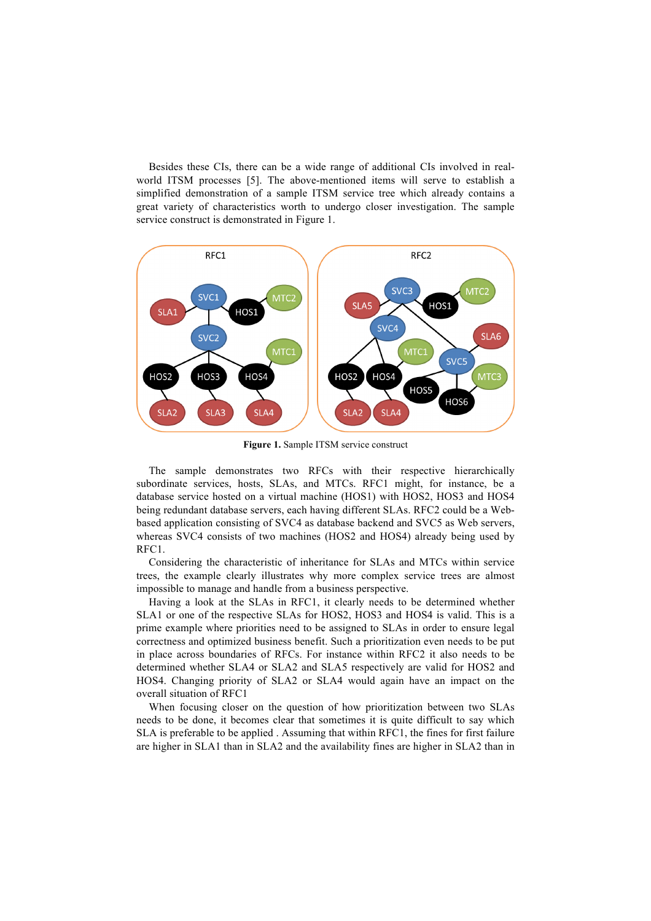Besides these CIs, there can be a wide range of additional CIs involved in real-world ITSM processes [5]. The above-mentioned items will serve to establish a simplified demonstration of a sample ITSM service tree which already contains a great variety of characteristics worth to undergo closer investigation. The sample service construct is demonstrated in Figure 1.

**Figure 1.** Sample ITSM service construct

The sample demonstrates two RFCs with their respective hierarchically subordinate services, hosts, SLAs, and MTCs. RFC1 might, for instance, be a database service hosted on a virtual machine (HOS1) with HOS2, HOS3 and HOS4 being redundant database servers, each having different SLAs. RFC2 could be a Web-based application consisting of SVC4 as database backend and SVC5 as Web servers, whereas SVC4 consists of two machines (HOS2 and HOS4) already being used by RFC1.

Considering the characteristic of inheritance for SLAs and MTCs within service trees, the example clearly illustrates why more complex service trees are almost impossible to manage and handle from a business perspective.

Having a look at the SLAs in RFC1, it clearly needs to be determined whether SLA1 or one of the respective SLAs for HOS2, HOS3 and HOS4 is valid. This is a prime example where priorities need to be assigned to SLAs in order to ensure legal correctness and optimized business benefit. Such a prioritization even needs to be put in place across boundaries of RFCs. For instance within RFC2 it also needs to be determined whether SLA4 or SLA2 and SLA5 respectively are valid for HOS2 and HOS4. Changing priority of SLA2 or SLA4 would again have an impact on the overall situation of RFC1

When focusing closer on the question of how prioritization between two SLAs needs to be done, it becomes clear that sometimes it is quite difficult to say which SLA is preferable to be applied . Assuming that within RFC1, the fines for first failure are higher in SLA1 than in SLA2 and the availability fines are higher in SLA2 than in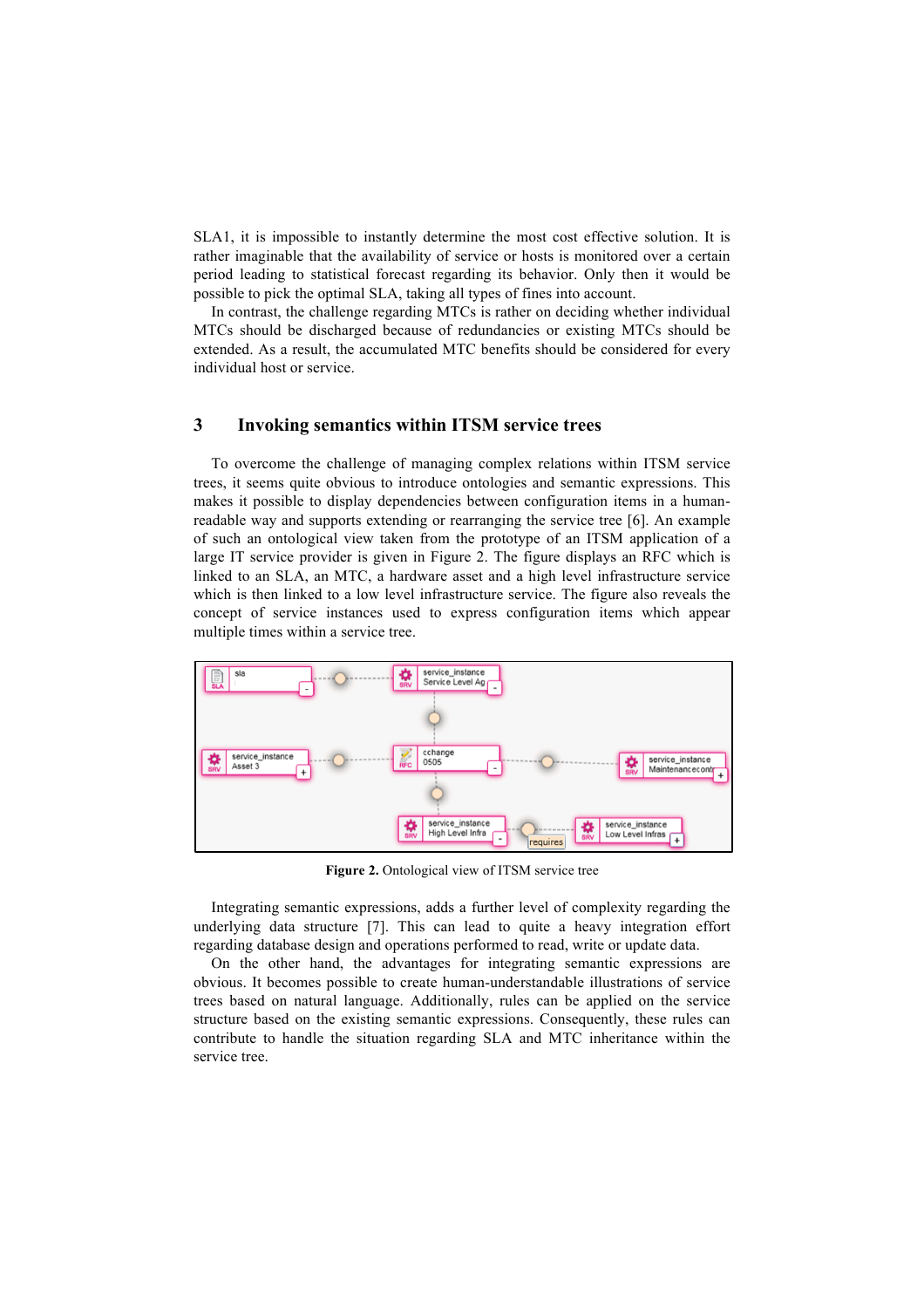SLA1, it is impossible to instantly determine the most cost effective solution. It is rather imaginable that the availability of service or hosts is monitored over a certain period leading to statistical forecast regarding its behavior. Only then it would be possible to pick the optimal SLA, taking all types of fines into account.

In contrast, the challenge regarding MTCs is rather on deciding whether individual MTCs should be discharged because of redundancies or existing MTCs should be extended. As a result, the accumulated MTC benefits should be considered for every individual host or service.

# 3 Invoking semantics within ITSM service trees

To overcome the challenge of managing complex relations within ITSM service trees, it seems quite obvious to introduce ontologies and semantic expressions. This makes it possible to display dependencies between configuration items in a human-readable way and supports extending or rearranging the service tree [6]. An example of such an ontological view taken from the prototype of an ITSM application of a large IT service provider is given in Figure 2. The figure displays an RFC which is linked to an SLA, an MTC, a hardware asset and a high level infrastructure service which is then linked to a low level infrastructure service. The figure also reveals the concept of service instances used to express configuration items which appear multiple times within a service tree.

**Figure 2.** Ontological view of ITSM service tree

Integrating semantic expressions, adds a further level of complexity regarding the underlying data structure [7]. This can lead to quite a heavy integration effort regarding database design and operations performed to read, write or update data.

On the other hand, the advantages for integrating semantic expressions are obvious. It becomes possible to create human-understandable illustrations of service trees based on natural language. Additionally, rules can be applied on the service structure based on the existing semantic expressions. Consequently, these rules can contribute to handle the situation regarding SLA and MTC inheritance within the service tree.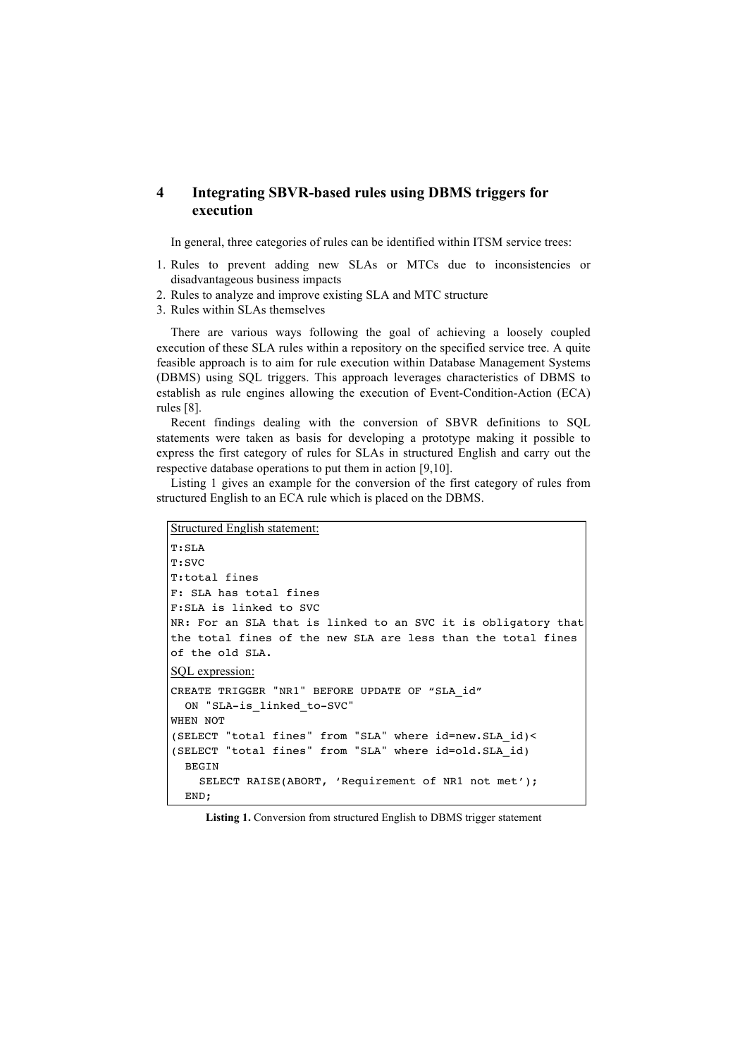## 4 Integrating SBVR-based rules using DBMS triggers for execution

In general, three categories of rules can be identified within ITSM service trees:

1. Rules to prevent adding new SLAs or MTCs due to inconsistencies or disadvantageous business impacts
2. Rules to analyze and improve existing SLA and MTC structure
3. Rules within SLAs themselves

There are various ways following the goal of achieving a loosely coupled execution of these SLA rules within a repository on the specified service tree. A quite feasible approach is to aim for rule execution within Database Management Systems (DBMS) using SQL triggers. This approach leverages characteristics of DBMS to establish as rule engines allowing the execution of Event-Condition-Action (ECA) rules [8].

Recent findings dealing with the conversion of SBVR definitions to SQL statements were taken as basis for developing a prototype making it possible to express the first category of rules for SLAs in structured English and carry out the respective database operations to put them in action [9,10].

Listing 1 gives an example for the conversion of the first category of rules from structured English to an ECA rule which is placed on the DBMS.

Structured English statement:

```
T:SLA
T:SVC
T:total fines
F: SLA has total fines
F:SLA is linked to SVC
NR: For an SLA that is linked to an SVC it is obligatory that
the total fines of the new SLA are less than the total fines
of the old SLA.
```

SQL expression:

```
CREATE TRIGGER "NR1" BEFORE UPDATE OF “SLA_id”
  ON "SLA-is_linked_to-SVC"
WHEN NOT
(SELECT "total fines" from "SLA" where id=new.SLA_id)<
(SELECT "total fines" from "SLA" where id=old.SLA_id)
  BEGIN
    SELECT RAISE(ABORT, ‘Requirement of NR1 not met’);
  END;
```

**Listing 1.** Conversion from structured English to DBMS trigger statement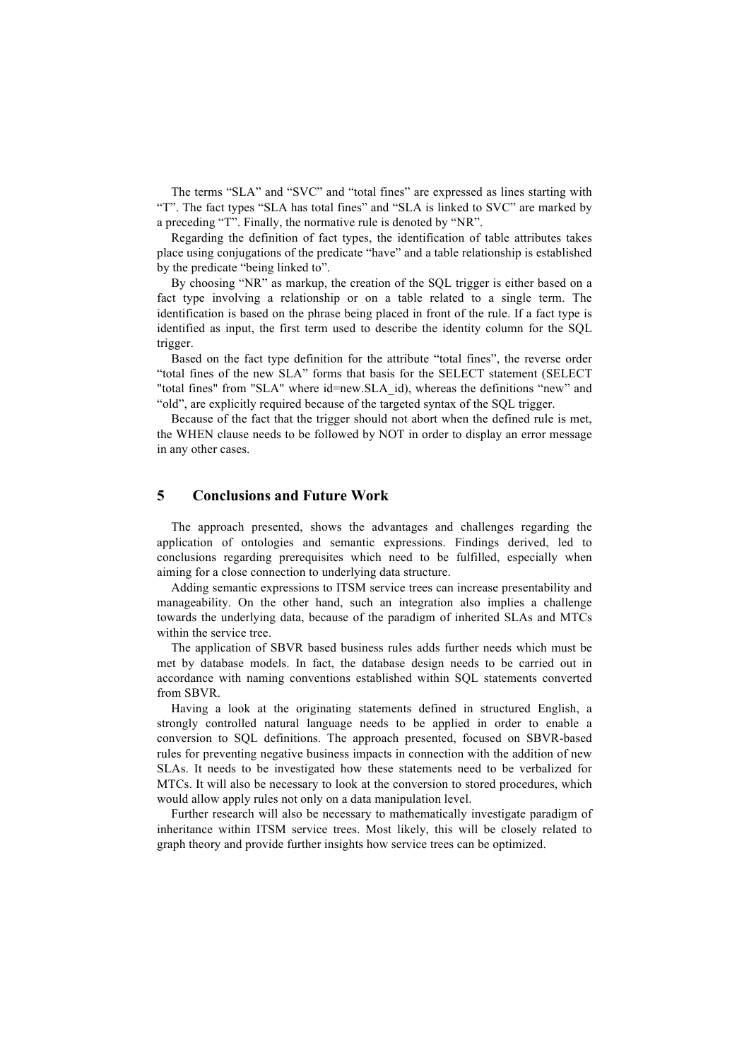The terms “SLA” and “SVC” and “total fines” are expressed as lines starting with “T”. The fact types “SLA has total fines” and “SLA is linked to SVC” are marked by a preceding “T”. Finally, the normative rule is denoted by “NR”.

Regarding the definition of fact types, the identification of table attributes takes place using conjugations of the predicate “have” and a table relationship is established by the predicate “being linked to”.

By choosing “NR” as markup, the creation of the SQL trigger is either based on a fact type involving a relationship or on a table related to a single term. The identification is based on the phrase being placed in front of the rule. If a fact type is identified as input, the first term used to describe the identity column for the SQL trigger.

Based on the fact type definition for the attribute “total fines”, the reverse order “total fines of the new SLA” forms that basis for the SELECT statement (SELECT "total fines" from "SLA" where id=new.SLA_id), whereas the definitions “new” and “old”, are explicitly required because of the targeted syntax of the SQL trigger.

Because of the fact that the trigger should not abort when the defined rule is met, the WHEN clause needs to be followed by NOT in order to display an error message in any other cases.

## 5 Conclusions and Future Work

The approach presented, shows the advantages and challenges regarding the application of ontologies and semantic expressions. Findings derived, led to conclusions regarding prerequisites which need to be fulfilled, especially when aiming for a close connection to underlying data structure.

Adding semantic expressions to ITSM service trees can increase presentability and manageability. On the other hand, such an integration also implies a challenge towards the underlying data, because of the paradigm of inherited SLAs and MTCs within the service tree.

The application of SBVR based business rules adds further needs which must be met by database models. In fact, the database design needs to be carried out in accordance with naming conventions established within SQL statements converted from SBVR.

Having a look at the originating statements defined in structured English, a strongly controlled natural language needs to be applied in order to enable a conversion to SQL definitions. The approach presented, focused on SBVR-based rules for preventing negative business impacts in connection with the addition of new SLAs. It needs to be investigated how these statements need to be verbalized for MTCs. It will also be necessary to look at the conversion to stored procedures, which would allow apply rules not only on a data manipulation level.

Further research will also be necessary to mathematically investigate paradigm of inheritance within ITSM service trees. Most likely, this will be closely related to graph theory and provide further insights how service trees can be optimized.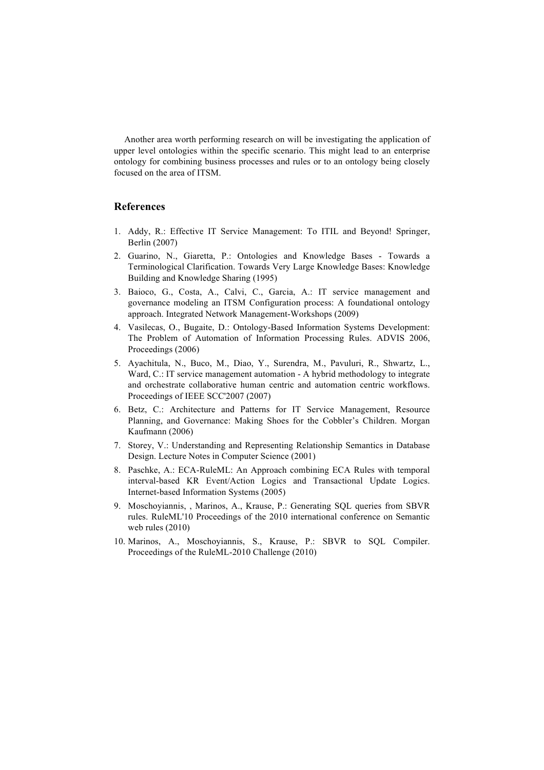Another area worth performing research on will be investigating the application of upper level ontologies within the specific scenario. This might lead to an enterprise ontology for combining business processes and rules or to an ontology being closely focused on the area of ITSM.

## References

1. Addy, R.: Effective IT Service Management: To ITIL and Beyond! Springer, Berlin (2007)
2. Guarino, N., Giaretta, P.: Ontologies and Knowledge Bases - Towards a Terminological Clarification. Towards Very Large Knowledge Bases: Knowledge Building and Knowledge Sharing (1995)
3. Baioco, G., Costa, A., Calvi, C., Garcia, A.: IT service management and governance modeling an ITSM Configuration process: A foundational ontology approach. Integrated Network Management-Workshops (2009)
4. Vasilecas, O., Bugaite, D.: Ontology-Based Information Systems Development: The Problem of Automation of Information Processing Rules. ADVIS 2006, Proceedings (2006)
5. Ayachitula, N., Buco, M., Diao, Y., Surendra, M., Pavuluri, R., Shwartz, L., Ward, C.: IT service management automation - A hybrid methodology to integrate and orchestrate collaborative human centric and automation centric workflows. Proceedings of IEEE SCC'2007 (2007)
6. Betz, C.: Architecture and Patterns for IT Service Management, Resource Planning, and Governance: Making Shoes for the Cobbler's Children. Morgan Kaufmann (2006)
7. Storey, V.: Understanding and Representing Relationship Semantics in Database Design. Lecture Notes in Computer Science (2001)
8. Paschke, A.: ECA-RuleML: An Approach combining ECA Rules with temporal interval-based KR Event/Action Logics and Transactional Update Logics. Internet-based Information Systems (2005)
9. Moschoyiannis, , Marinos, A., Krause, P.: Generating SQL queries from SBVR rules. RuleML'10 Proceedings of the 2010 international conference on Semantic web rules (2010)
10. Marinos, A., Moschoyiannis, S., Krause, P.: SBVR to SQL Compiler. Proceedings of the RuleML-2010 Challenge (2010)